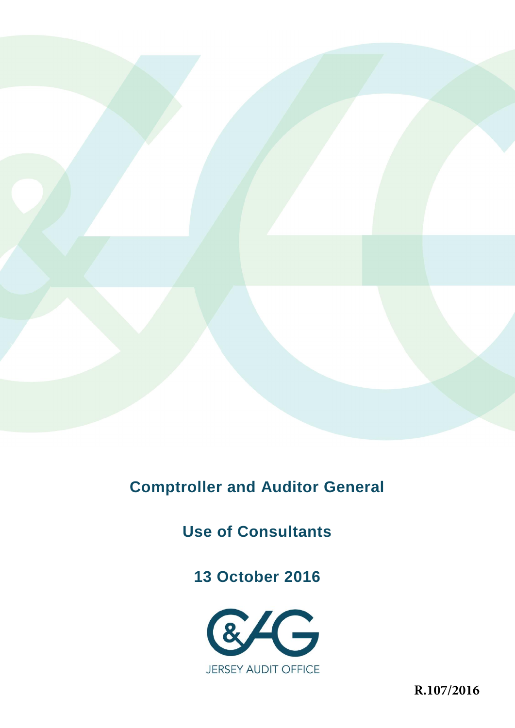# Comptroller and Auditor General

## Use of Consultants

## 13 October 2016

JERSEY AUDIT OFFICE

**R.107/2016**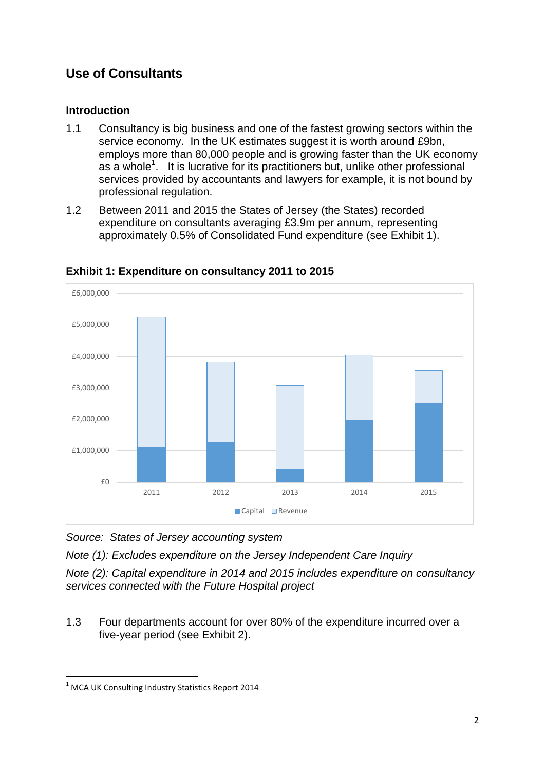## Use of Consultants

### Introduction

1.1 Consultancy is big business and one of the fastest growing sectors within the service economy. In the UK estimates suggest it is worth around £9bn, employs more than 80,000 people and is growing faster than the UK economy as a whole[1]. It is lucrative for its practitioners but, unlike other professional services provided by accountants and lawyers for example, it is not bound by professional regulation.

1.2 Between 2011 and 2015 the States of Jersey (the States) recorded expenditure on consultants averaging £3.9m per annum, representing approximately 0.5% of Consolidated Fund expenditure (see Exhibit 1).

**Exhibit 1: Expenditure on consultancy 2011 to 2015**

*Source: States of Jersey accounting system*

*Note (1): Excludes expenditure on the Jersey Independent Care Inquiry*

*Note (2): Capital expenditure in 2014 and 2015 includes expenditure on consultancy services connected with the Future Hospital project*

1.3 Four departments account for over 80% of the expenditure incurred over a five-year period (see Exhibit 2).

---

[1] MCA UK Consulting Industry Statistics Report 2014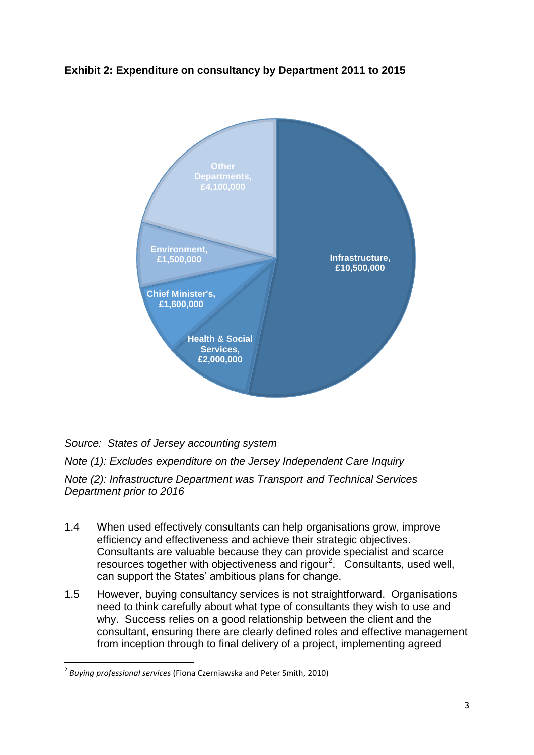**Exhibit 2: Expenditure on consultancy by Department 2011 to 2015**

| Department | Expenditure |
| --- | --- |
| Infrastructure | £10,500,000 |
| Health & Social Services | £2,000,000 |
| Chief Minister's | £1,600,000 |
| Environment | £1,500,000 |
| Other Departments | £4,100,000 |

*Source: States of Jersey accounting system*

*Note (1): Excludes expenditure on the Jersey Independent Care Inquiry*

*Note (2): Infrastructure Department was Transport and Technical Services Department prior to 2016*

1.4 When used effectively consultants can help organisations grow, improve efficiency and effectiveness and achieve their strategic objectives. Consultants are valuable because they can provide specialist and scarce resources together with objectiveness and rigour[2]. Consultants, used well, can support the States' ambitious plans for change.

1.5 However, buying consultancy services is not straightforward. Organisations need to think carefully about what type of consultants they wish to use and why. Success relies on a good relationship between the client and the consultant, ensuring there are clearly defined roles and effective management from inception through to final delivery of a project, implementing agreed

[2] *Buying professional services* (Fiona Czerniawska and Peter Smith, 2010)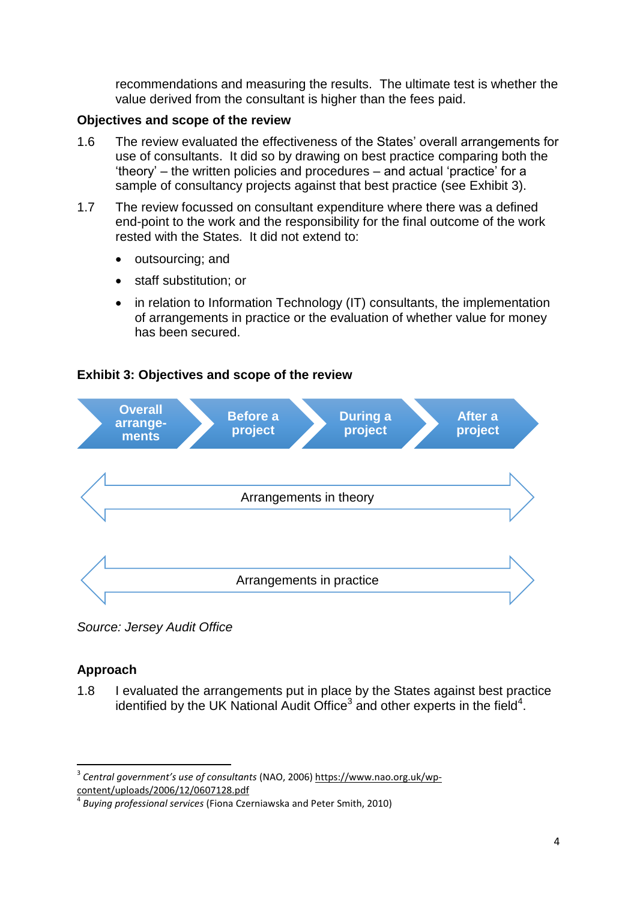recommendations and measuring the results. The ultimate test is whether the value derived from the consultant is higher than the fees paid.

### Objectives and scope of the review

1.6 The review evaluated the effectiveness of the States' overall arrangements for use of consultants. It did so by drawing on best practice comparing both the 'theory' – the written policies and procedures – and actual 'practice' for a sample of consultancy projects against that best practice (see Exhibit 3).

1.7 The review focussed on consultant expenditure where there was a defined end-point to the work and the responsibility for the final outcome of the work rested with the States. It did not extend to:

- outsourcing; and
- staff substitution; or
- in relation to Information Technology (IT) consultants, the implementation of arrangements in practice or the evaluation of whether value for money has been secured.

**Exhibit 3: Objectives and scope of the review**

Overall arrange-ments → Before a project → During a project → After a project

Arrangements in theory

Arrangements in practice

*Source: Jersey Audit Office*

### Approach

1.8 I evaluated the arrangements put in place by the States against best practice identified by the UK National Audit Office[3] and other experts in the field[4].

---

[3] *Central government's use of consultants* (NAO, 2006) https://www.nao.org.uk/wp-content/uploads/2006/12/0607128.pdf

[4] *Buying professional services* (Fiona Czerniawska and Peter Smith, 2010)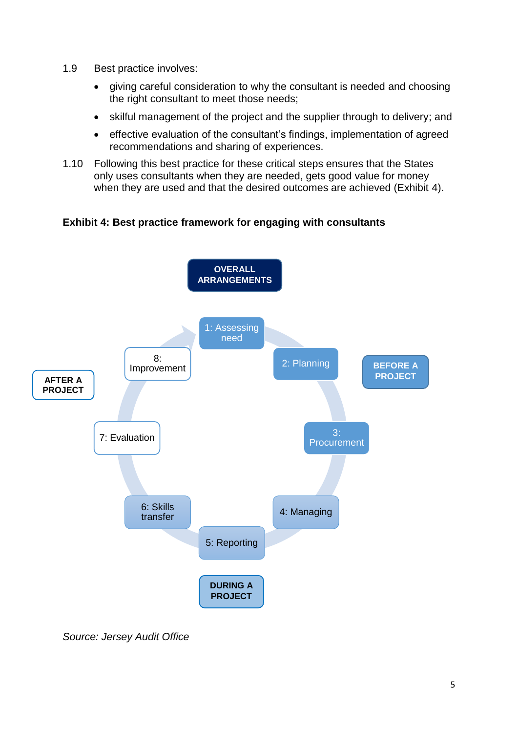1.9 Best practice involves:

- giving careful consideration to why the consultant is needed and choosing the right consultant to meet those needs;
- skilful management of the project and the supplier through to delivery; and
- effective evaluation of the consultant's findings, implementation of agreed recommendations and sharing of experiences.

1.10 Following this best practice for these critical steps ensures that the States only uses consultants when they are needed, gets good value for money when they are used and that the desired outcomes are achieved (Exhibit 4).

**Exhibit 4: Best practice framework for engaging with consultants**

OVERALL ARRANGEMENTS

BEFORE A PROJECT
- 1: Assessing need
- 2: Planning
- 3: Procurement

DURING A PROJECT
- 4: Managing
- 5: Reporting
- 6: Skills transfer

AFTER A PROJECT
- 7: Evaluation
- 8: Improvement

*Source: Jersey Audit Office*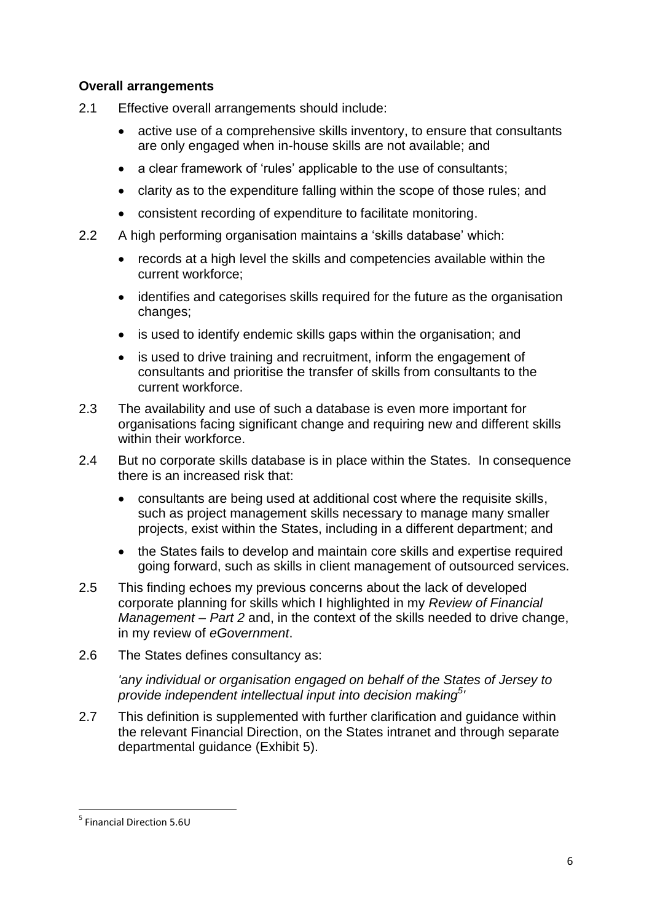**Overall arrangements**

2.1 Effective overall arrangements should include:

- active use of a comprehensive skills inventory, to ensure that consultants are only engaged when in-house skills are not available; and
- a clear framework of 'rules' applicable to the use of consultants;
- clarity as to the expenditure falling within the scope of those rules; and
- consistent recording of expenditure to facilitate monitoring.

2.2 A high performing organisation maintains a 'skills database' which:

- records at a high level the skills and competencies available within the current workforce;
- identifies and categorises skills required for the future as the organisation changes;
- is used to identify endemic skills gaps within the organisation; and
- is used to drive training and recruitment, inform the engagement of consultants and prioritise the transfer of skills from consultants to the current workforce.

2.3 The availability and use of such a database is even more important for organisations facing significant change and requiring new and different skills within their workforce.

2.4 But no corporate skills database is in place within the States. In consequence there is an increased risk that:

- consultants are being used at additional cost where the requisite skills, such as project management skills necessary to manage many smaller projects, exist within the States, including in a different department; and
- the States fails to develop and maintain core skills and expertise required going forward, such as skills in client management of outsourced services.

2.5 This finding echoes my previous concerns about the lack of developed corporate planning for skills which I highlighted in my *Review of Financial Management – Part 2* and, in the context of the skills needed to drive change, in my review of *eGovernment*.

2.6 The States defines consultancy as:

*'any individual or organisation engaged on behalf of the States of Jersey to provide independent intellectual input into decision making[5]'*

2.7 This definition is supplemented with further clarification and guidance within the relevant Financial Direction, on the States intranet and through separate departmental guidance (Exhibit 5).

---

[5] Financial Direction 5.6U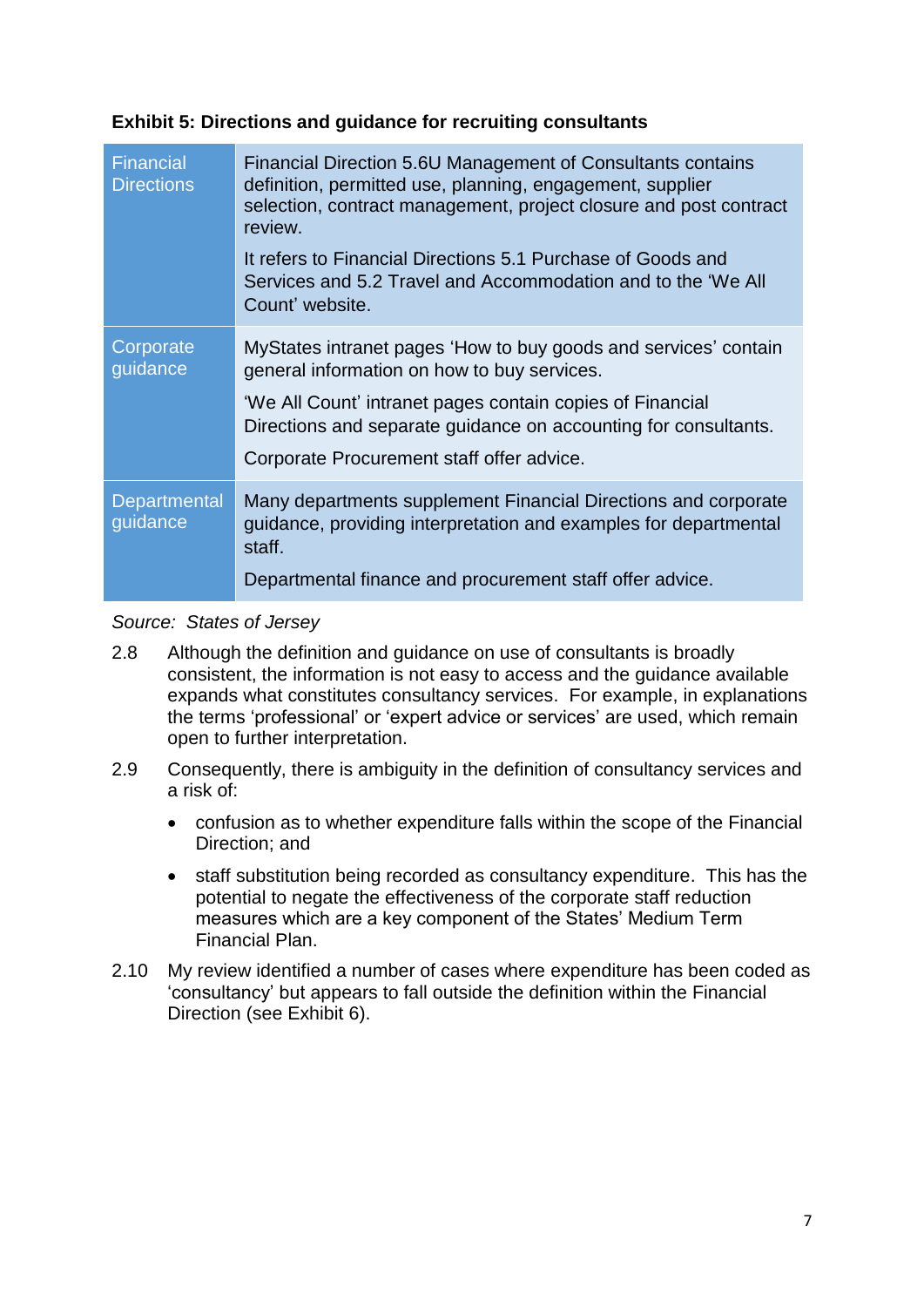**Exhibit 5: Directions and guidance for recruiting consultants**

| | |
|---|---|
| Financial Directions | Financial Direction 5.6U Management of Consultants contains definition, permitted use, planning, engagement, supplier selection, contract management, project closure and post contract review.<br><br>It refers to Financial Directions 5.1 Purchase of Goods and Services and 5.2 Travel and Accommodation and to the 'We All Count' website. |
| Corporate guidance | MyStates intranet pages 'How to buy goods and services' contain general information on how to buy services.<br><br>'We All Count' intranet pages contain copies of Financial Directions and separate guidance on accounting for consultants.<br><br>Corporate Procurement staff offer advice. |
| Departmental guidance | Many departments supplement Financial Directions and corporate guidance, providing interpretation and examples for departmental staff.<br><br>Departmental finance and procurement staff offer advice. |

*Source: States of Jersey*

2.8 Although the definition and guidance on use of consultants is broadly consistent, the information is not easy to access and the guidance available expands what constitutes consultancy services. For example, in explanations the terms 'professional' or 'expert advice or services' are used, which remain open to further interpretation.

2.9 Consequently, there is ambiguity in the definition of consultancy services and a risk of:

- confusion as to whether expenditure falls within the scope of the Financial Direction; and
- staff substitution being recorded as consultancy expenditure. This has the potential to negate the effectiveness of the corporate staff reduction measures which are a key component of the States' Medium Term Financial Plan.

2.10 My review identified a number of cases where expenditure has been coded as 'consultancy' but appears to fall outside the definition within the Financial Direction (see Exhibit 6).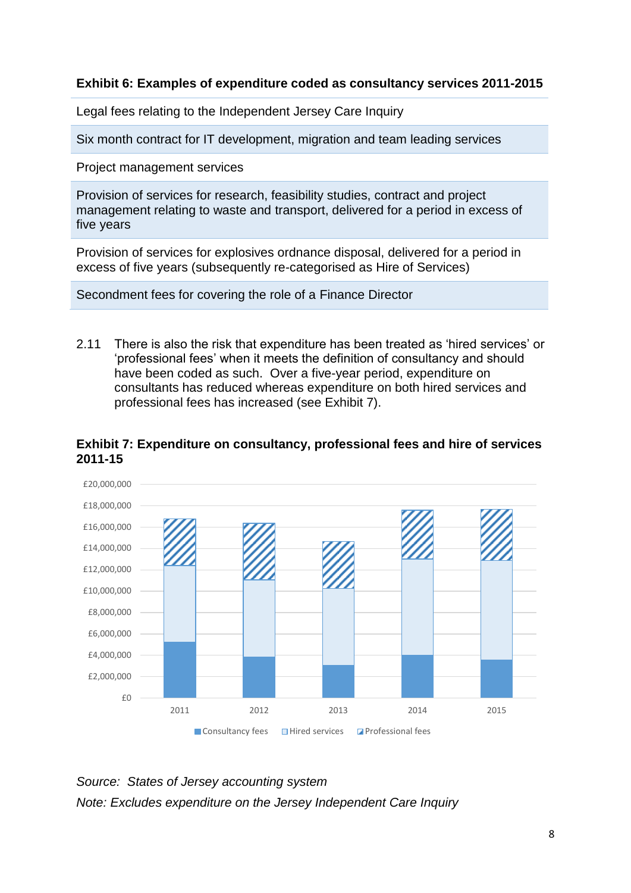**Exhibit 6: Examples of expenditure coded as consultancy services 2011-2015**

| |
|---|
| Legal fees relating to the Independent Jersey Care Inquiry |
| Six month contract for IT development, migration and team leading services |
| Project management services |
| Provision of services for research, feasibility studies, contract and project management relating to waste and transport, delivered for a period in excess of five years |
| Provision of services for explosives ordnance disposal, delivered for a period in excess of five years (subsequently re-categorised as Hire of Services) |
| Secondment fees for covering the role of a Finance Director |

2.11 There is also the risk that expenditure has been treated as 'hired services' or 'professional fees' when it meets the definition of consultancy and should have been coded as such. Over a five-year period, expenditure on consultants has reduced whereas expenditure on both hired services and professional fees has increased (see Exhibit 7).

**Exhibit 7: Expenditure on consultancy, professional fees and hire of services 2011-15**

*Source: States of Jersey accounting system*

*Note: Excludes expenditure on the Jersey Independent Care Inquiry*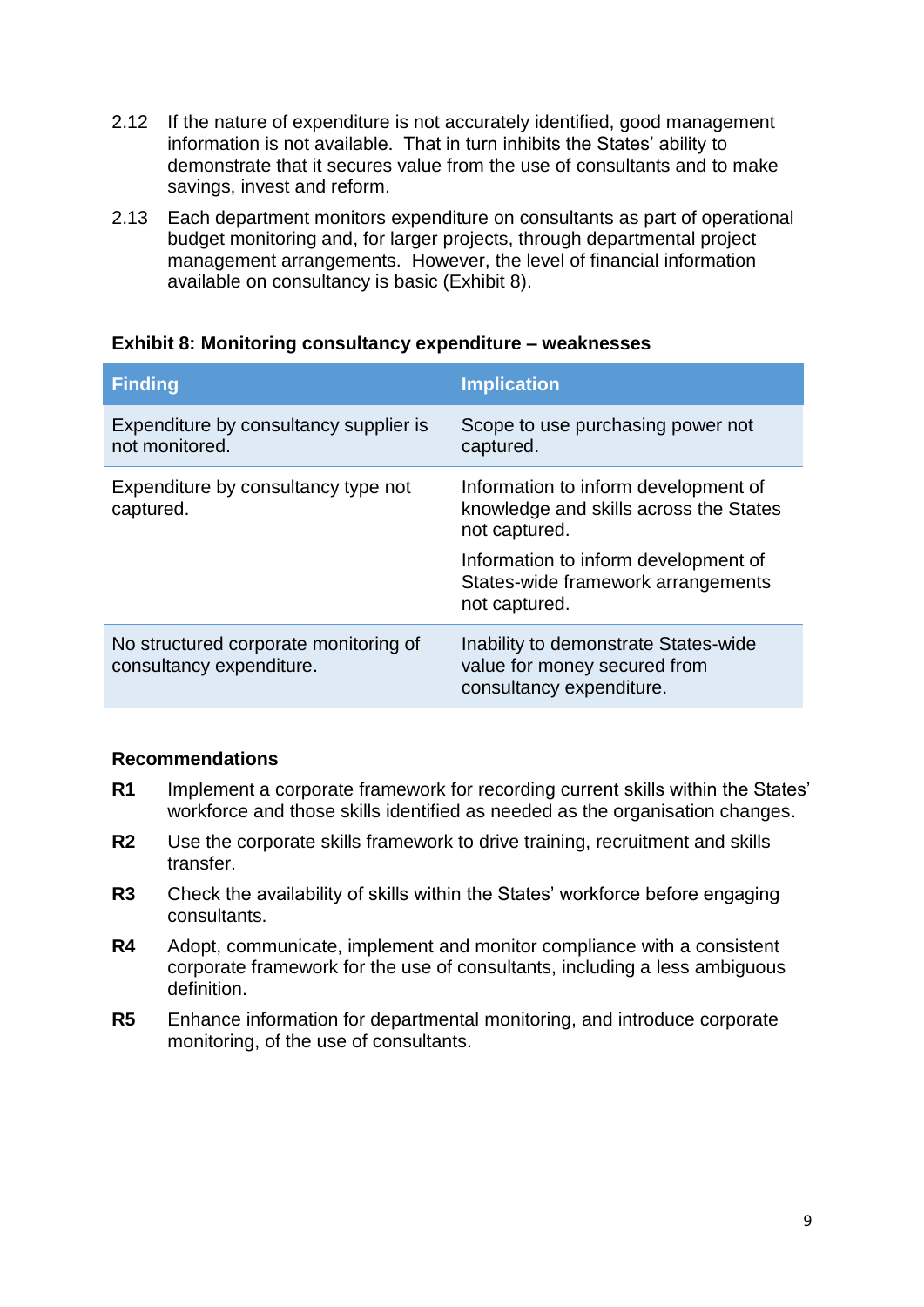2.12 If the nature of expenditure is not accurately identified, good management information is not available. That in turn inhibits the States' ability to demonstrate that it secures value from the use of consultants and to make savings, invest and reform.

2.13 Each department monitors expenditure on consultants as part of operational budget monitoring and, for larger projects, through departmental project management arrangements. However, the level of financial information available on consultancy is basic (Exhibit 8).

**Exhibit 8: Monitoring consultancy expenditure – weaknesses**

| Finding | Implication |
| --- | --- |
| Expenditure by consultancy supplier is not monitored. | Scope to use purchasing power not captured. |
| Expenditure by consultancy type not captured. | Information to inform development of knowledge and skills across the States not captured.<br><br>Information to inform development of States-wide framework arrangements not captured. |
| No structured corporate monitoring of consultancy expenditure. | Inability to demonstrate States-wide value for money secured from consultancy expenditure. |

**Recommendations**

**R1** Implement a corporate framework for recording current skills within the States' workforce and those skills identified as needed as the organisation changes.

**R2** Use the corporate skills framework to drive training, recruitment and skills transfer.

**R3** Check the availability of skills within the States' workforce before engaging consultants.

**R4** Adopt, communicate, implement and monitor compliance with a consistent corporate framework for the use of consultants, including a less ambiguous definition.

**R5** Enhance information for departmental monitoring, and introduce corporate monitoring, of the use of consultants.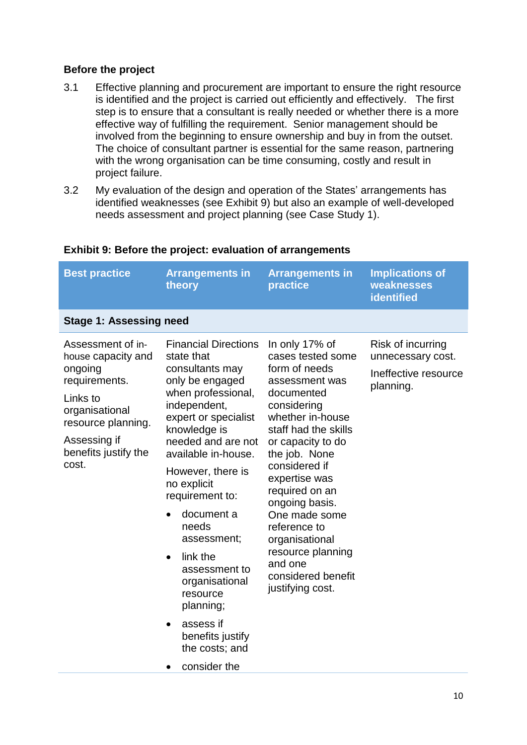### Before the project

3.1 Effective planning and procurement are important to ensure the right resource is identified and the project is carried out efficiently and effectively. The first step is to ensure that a consultant is really needed or whether there is a more effective way of fulfilling the requirement. Senior management should be involved from the beginning to ensure ownership and buy in from the outset. The choice of consultant partner is essential for the same reason, partnering with the wrong organisation can be time consuming, costly and result in project failure.

3.2 My evaluation of the design and operation of the States' arrangements has identified weaknesses (see Exhibit 9) but also an example of well-developed needs assessment and project planning (see Case Study 1).

**Exhibit 9: Before the project: evaluation of arrangements**

| Best practice | Arrangements in theory | Arrangements in practice | Implications of weaknesses identified |
|---|---|---|---|
| **Stage 1: Assessing need** | | | |
| Assessment of in-house capacity and ongoing requirements.<br><br>Links to organisational resource planning.<br><br>Assessing if benefits justify the cost. | Financial Directions state that consultants may only be engaged when professional, independent, expert or specialist knowledge is needed and are not available in-house.<br><br>However, there is no explicit requirement to:<br>• document a needs assessment;<br>• link the assessment to organisational resource planning;<br>• assess if benefits justify the costs; and<br>• consider the | In only 17% of cases tested some form of needs assessment was documented considering whether in-house staff had the skills or capacity to do the job. None considered if expertise was required on an ongoing basis. One made some reference to organisational resource planning and one considered benefit justifying cost. | Risk of incurring unnecessary cost.<br><br>Ineffective resource planning. |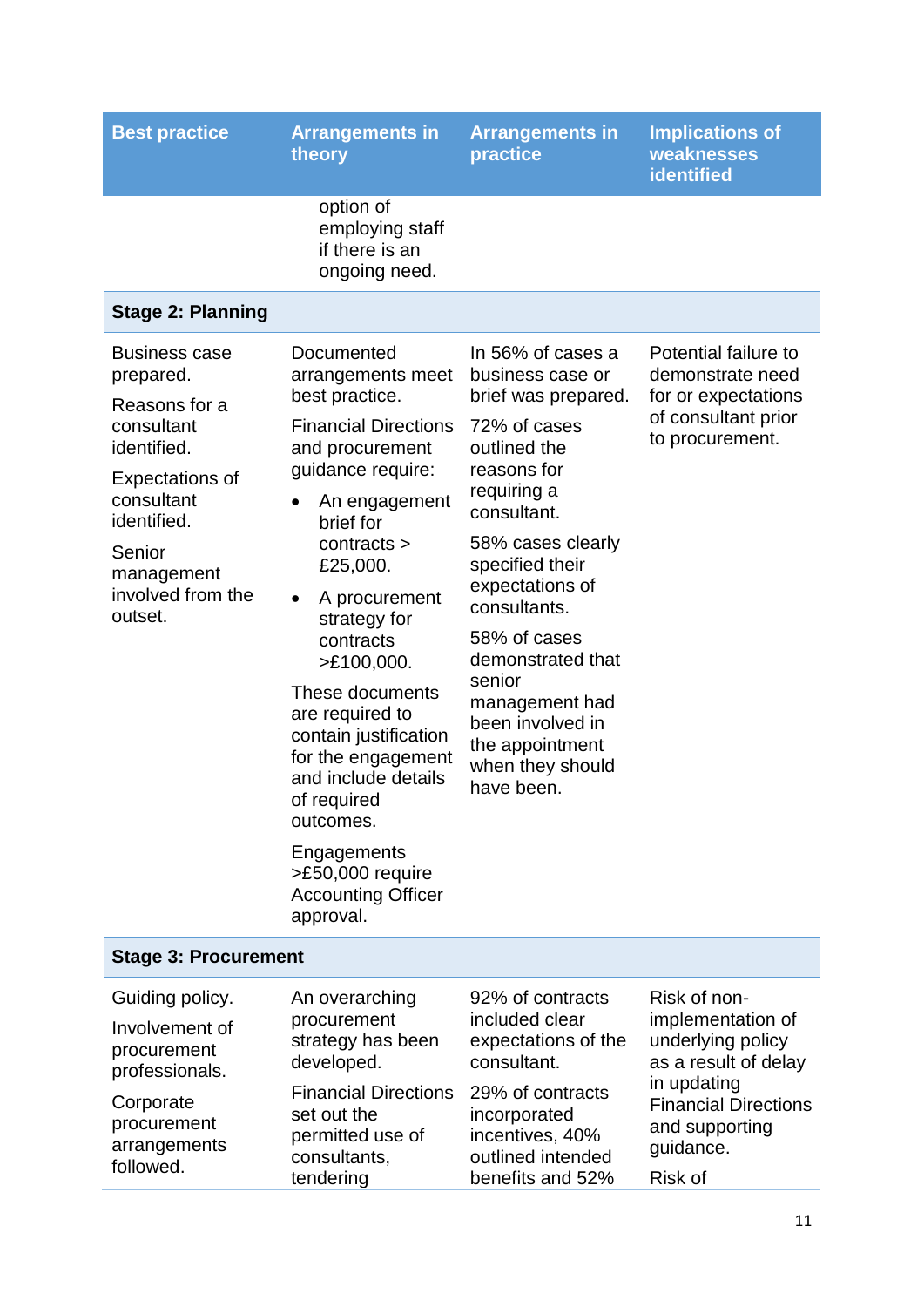| Best practice | Arrangements in theory | Arrangements in practice | Implications of weaknesses identified |
| --- | --- | --- | --- |
| | option of employing staff if there is an ongoing need. | | |
| **Stage 2: Planning** | | | |
| Business case prepared.<br><br>Reasons for a consultant identified.<br><br>Expectations of consultant identified.<br><br>Senior management involved from the outset. | Documented arrangements meet best practice.<br><br>Financial Directions and procurement guidance require:<br><br>• An engagement brief for contracts > £25,000.<br>• A procurement strategy for contracts >£100,000.<br><br>These documents are required to contain justification for the engagement and include details of required outcomes.<br><br>Engagements >£50,000 require Accounting Officer approval. | In 56% of cases a business case or brief was prepared.<br><br>72% of cases outlined the reasons for requiring a consultant.<br><br>58% cases clearly specified their expectations of consultants.<br><br>58% of cases demonstrated that senior management had been involved in the appointment when they should have been. | Potential failure to demonstrate need for or expectations of consultant prior to procurement. |
| **Stage 3: Procurement** | | | |
| Guiding policy.<br><br>Involvement of procurement professionals.<br><br>Corporate procurement arrangements followed. | An overarching procurement strategy has been developed.<br><br>Financial Directions set out the permitted use of consultants, tendering | 92% of contracts included clear expectations of the consultant.<br><br>29% of contracts incorporated incentives, 40% outlined intended benefits and 52% | Risk of non-implementation of underlying policy as a result of delay in updating Financial Directions and supporting guidance.<br><br>Risk of |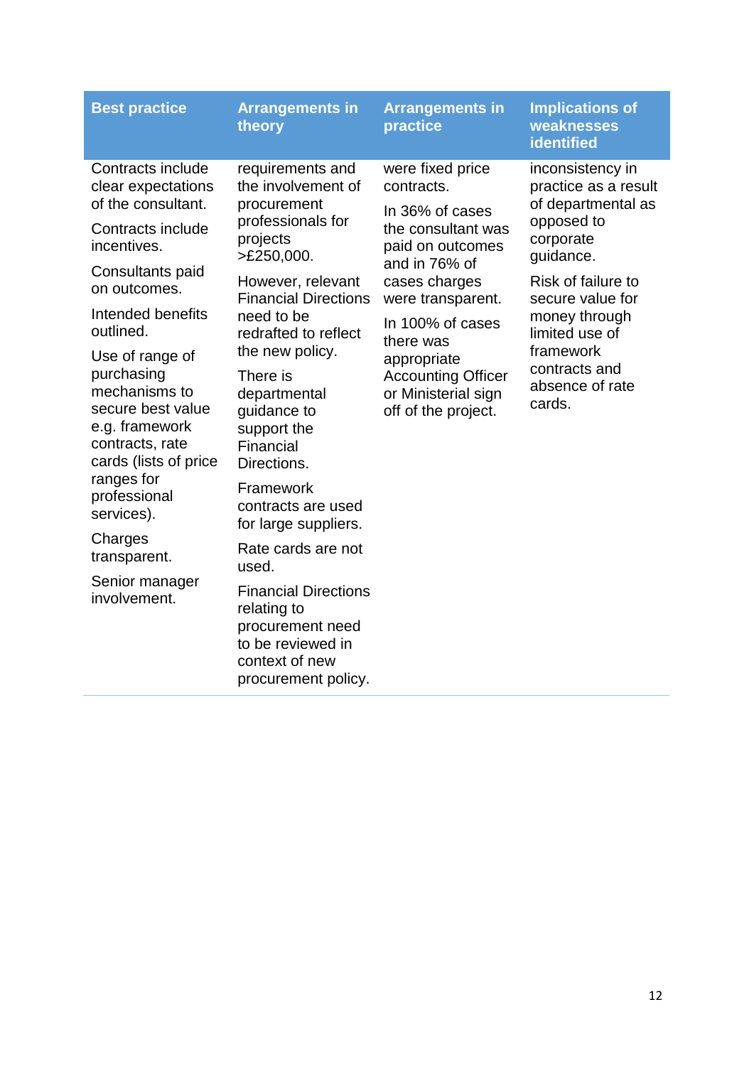| Best practice | Arrangements in theory | Arrangements in practice | Implications of weaknesses identified |
|---|---|---|---|
| Contracts include clear expectations of the consultant.<br><br>Contracts include incentives.<br><br>Consultants paid on outcomes.<br><br>Intended benefits outlined.<br><br>Use of range of purchasing mechanisms to secure best value e.g. framework contracts, rate cards (lists of price ranges for professional services).<br><br>Charges transparent.<br><br>Senior manager involvement. | requirements and the involvement of procurement professionals for projects >£250,000.<br><br>However, relevant Financial Directions need to be redrafted to reflect the new policy.<br><br>There is departmental guidance to support the Financial Directions.<br><br>Framework contracts are used for large suppliers.<br><br>Rate cards are not used.<br><br>Financial Directions relating to procurement need to be reviewed in context of new procurement policy. | were fixed price contracts.<br><br>In 36% of cases the consultant was paid on outcomes and in 76% of cases charges were transparent.<br><br>In 100% of cases there was appropriate Accounting Officer or Ministerial sign off of the project. | inconsistency in practice as a result of departmental as opposed to corporate guidance.<br><br>Risk of failure to secure value for money through limited use of framework contracts and absence of rate cards. |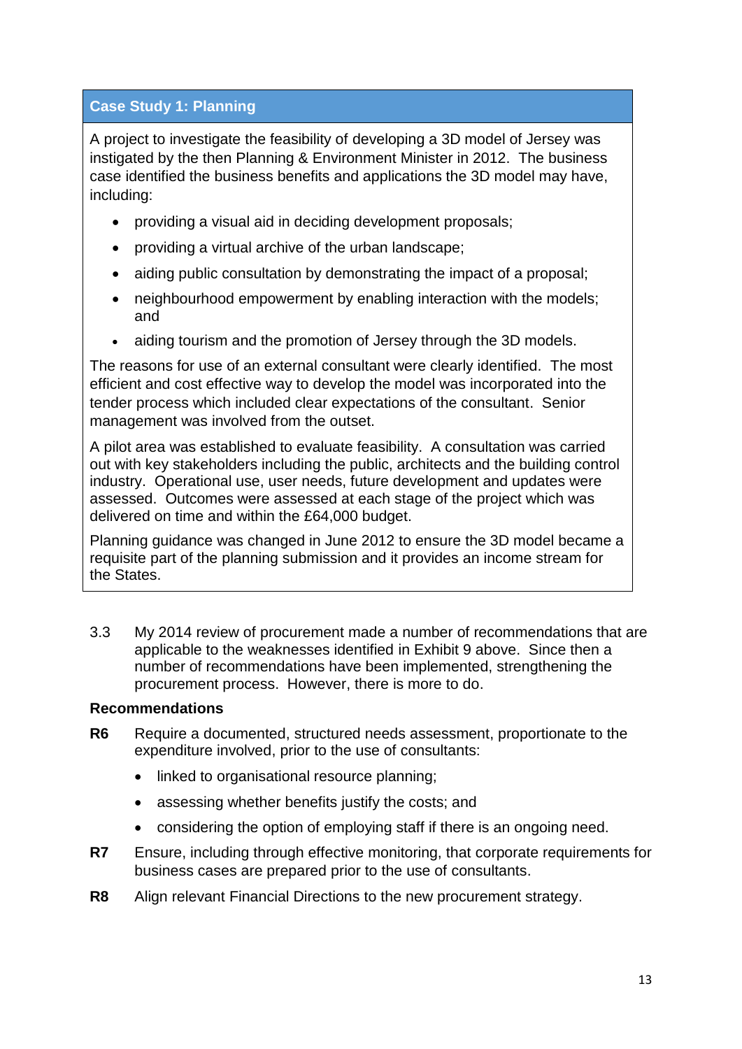### Case Study 1: Planning

A project to investigate the feasibility of developing a 3D model of Jersey was instigated by the then Planning & Environment Minister in 2012. The business case identified the business benefits and applications the 3D model may have, including:

- providing a visual aid in deciding development proposals;
- providing a virtual archive of the urban landscape;
- aiding public consultation by demonstrating the impact of a proposal;
- neighbourhood empowerment by enabling interaction with the models; and
- aiding tourism and the promotion of Jersey through the 3D models.

The reasons for use of an external consultant were clearly identified. The most efficient and cost effective way to develop the model was incorporated into the tender process which included clear expectations of the consultant. Senior management was involved from the outset.

A pilot area was established to evaluate feasibility. A consultation was carried out with key stakeholders including the public, architects and the building control industry. Operational use, user needs, future development and updates were assessed. Outcomes were assessed at each stage of the project which was delivered on time and within the £64,000 budget.

Planning guidance was changed in June 2012 to ensure the 3D model became a requisite part of the planning submission and it provides an income stream for the States.

3.3 My 2014 review of procurement made a number of recommendations that are applicable to the weaknesses identified in Exhibit 9 above. Since then a number of recommendations have been implemented, strengthening the procurement process. However, there is more to do.

**Recommendations**

**R6** Require a documented, structured needs assessment, proportionate to the expenditure involved, prior to the use of consultants:

- linked to organisational resource planning;
- assessing whether benefits justify the costs; and
- considering the option of employing staff if there is an ongoing need.

**R7** Ensure, including through effective monitoring, that corporate requirements for business cases are prepared prior to the use of consultants.

**R8** Align relevant Financial Directions to the new procurement strategy.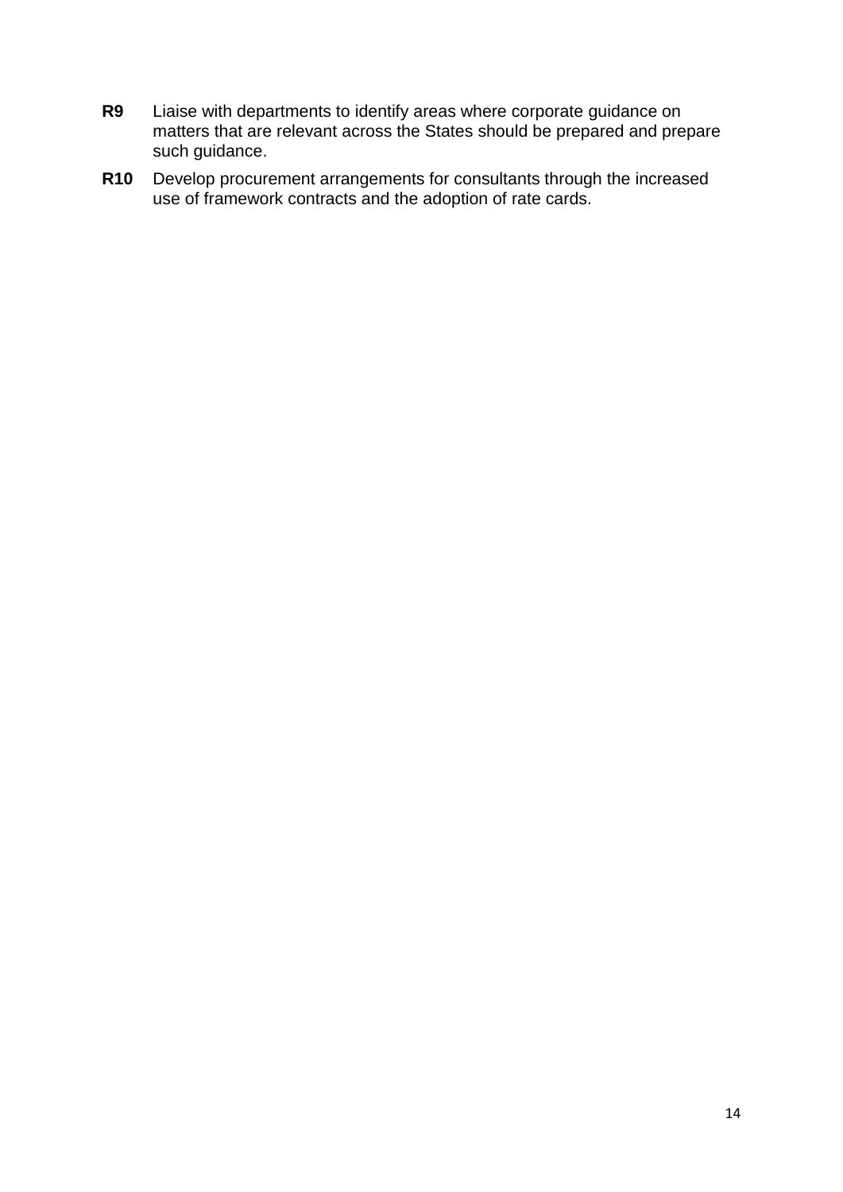**R9** Liaise with departments to identify areas where corporate guidance on matters that are relevant across the States should be prepared and prepare such guidance.

**R10** Develop procurement arrangements for consultants through the increased use of framework contracts and the adoption of rate cards.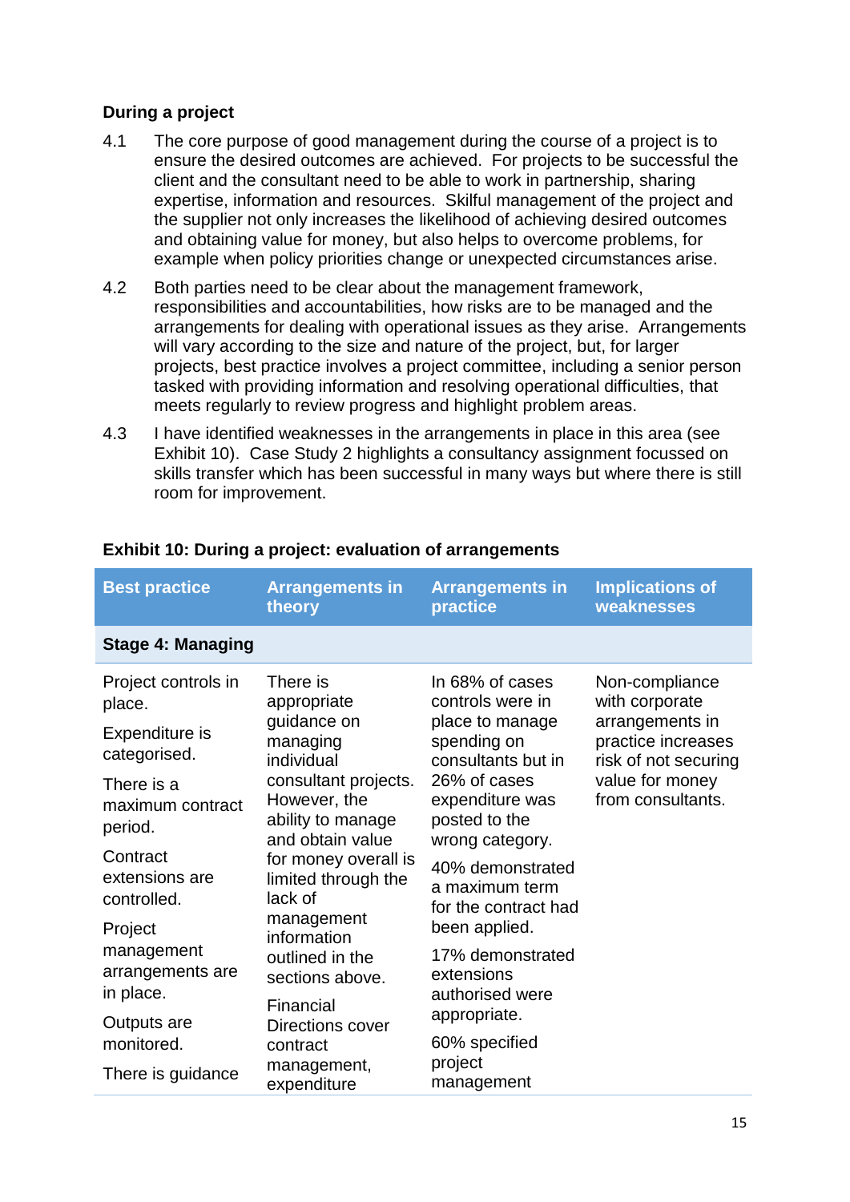### During a project

4.1 The core purpose of good management during the course of a project is to ensure the desired outcomes are achieved. For projects to be successful the client and the consultant need to be able to work in partnership, sharing expertise, information and resources. Skilful management of the project and the supplier not only increases the likelihood of achieving desired outcomes and obtaining value for money, but also helps to overcome problems, for example when policy priorities change or unexpected circumstances arise.

4.2 Both parties need to be clear about the management framework, responsibilities and accountabilities, how risks are to be managed and the arrangements for dealing with operational issues as they arise. Arrangements will vary according to the size and nature of the project, but, for larger projects, best practice involves a project committee, including a senior person tasked with providing information and resolving operational difficulties, that meets regularly to review progress and highlight problem areas.

4.3 I have identified weaknesses in the arrangements in place in this area (see Exhibit 10). Case Study 2 highlights a consultancy assignment focussed on skills transfer which has been successful in many ways but where there is still room for improvement.

**Exhibit 10: During a project: evaluation of arrangements**

| Best practice | Arrangements in theory | Arrangements in practice | Implications of weaknesses |
|---|---|---|---|
| **Stage 4: Managing** | | | |
| Project controls in place.<br><br>Expenditure is categorised.<br><br>There is a maximum contract period.<br><br>Contract extensions are controlled.<br><br>Project management arrangements are in place.<br><br>Outputs are monitored.<br><br>There is guidance | There is appropriate guidance on managing individual consultant projects. However, the ability to manage and obtain value for money overall is limited through the lack of management information outlined in the sections above.<br><br>Financial Directions cover contract management, expenditure | In 68% of cases controls were in place to manage spending on consultants but in 26% of cases expenditure was posted to the wrong category.<br><br>40% demonstrated a maximum term for the contract had been applied.<br><br>17% demonstrated extensions authorised were appropriate.<br><br>60% specified project management | Non-compliance with corporate arrangements in practice increases risk of not securing value for money from consultants. |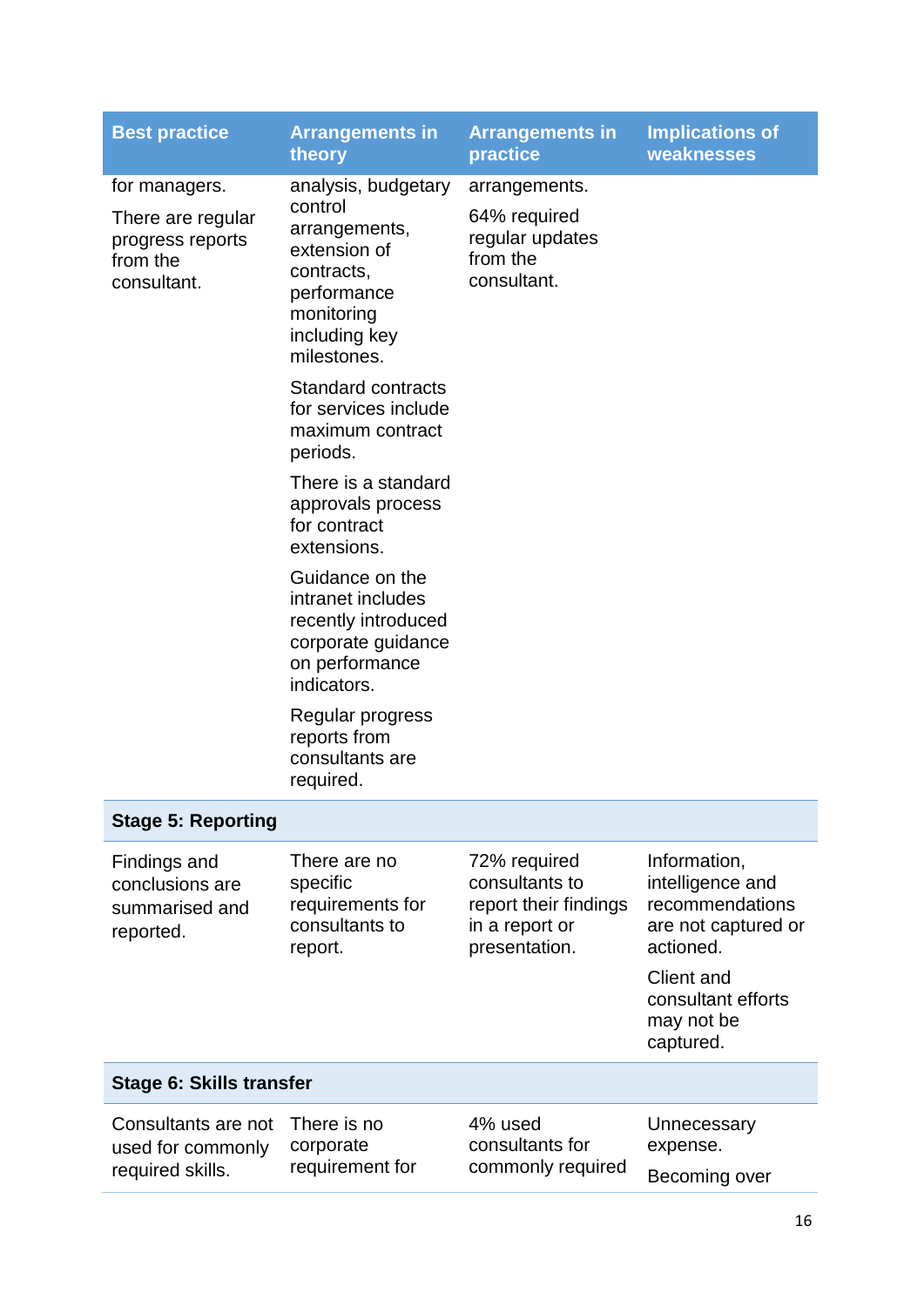| Best practice | Arrangements in theory | Arrangements in practice | Implications of weaknesses |
|---|---|---|---|
| for managers.<br><br>There are regular progress reports from the consultant. | analysis, budgetary control arrangements, extension of contracts, performance monitoring including key milestones.<br><br>Standard contracts for services include maximum contract periods.<br><br>There is a standard approvals process for contract extensions.<br><br>Guidance on the intranet includes recently introduced corporate guidance on performance indicators.<br><br>Regular progress reports from consultants are required. | arrangements.<br><br>64% required regular updates from the consultant. | |
| **Stage 5: Reporting** | | | |
| Findings and conclusions are summarised and reported. | There are no specific requirements for consultants to report. | 72% required consultants to report their findings in a report or presentation. | Information, intelligence and recommendations are not captured or actioned.<br><br>Client and consultant efforts may not be captured. |
| **Stage 6: Skills transfer** | | | |
| Consultants are not used for commonly required skills. | There is no corporate requirement for | 4% used consultants for commonly required | Unnecessary expense.<br><br>Becoming over |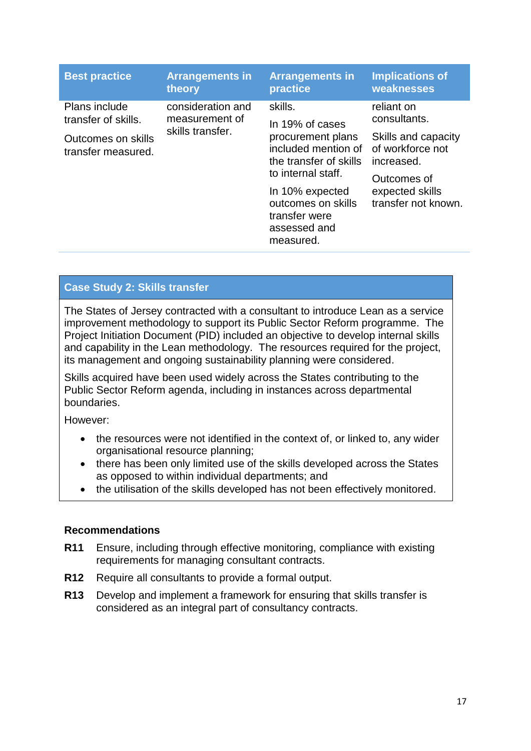| Best practice | Arrangements in theory | Arrangements in practice | Implications of weaknesses |
|---|---|---|---|
| Plans include transfer of skills. Outcomes on skills transfer measured. | consideration and measurement of skills transfer. | skills. In 19% of cases procurement plans included mention of the transfer of skills to internal staff. In 10% expected outcomes on skills transfer were assessed and measured. | reliant on consultants. Skills and capacity of workforce not increased. Outcomes of expected skills transfer not known. |

**Case Study 2: Skills transfer**

The States of Jersey contracted with a consultant to introduce Lean as a service improvement methodology to support its Public Sector Reform programme. The Project Initiation Document (PID) included an objective to develop internal skills and capability in the Lean methodology. The resources required for the project, its management and ongoing sustainability planning were considered.

Skills acquired have been used widely across the States contributing to the Public Sector Reform agenda, including in instances across departmental boundaries.

However:

- the resources were not identified in the context of, or linked to, any wider organisational resource planning;
- there has been only limited use of the skills developed across the States as opposed to within individual departments; and
- the utilisation of the skills developed has not been effectively monitored.

**Recommendations**

**R11** Ensure, including through effective monitoring, compliance with existing requirements for managing consultant contracts.

**R12** Require all consultants to provide a formal output.

**R13** Develop and implement a framework for ensuring that skills transfer is considered as an integral part of consultancy contracts.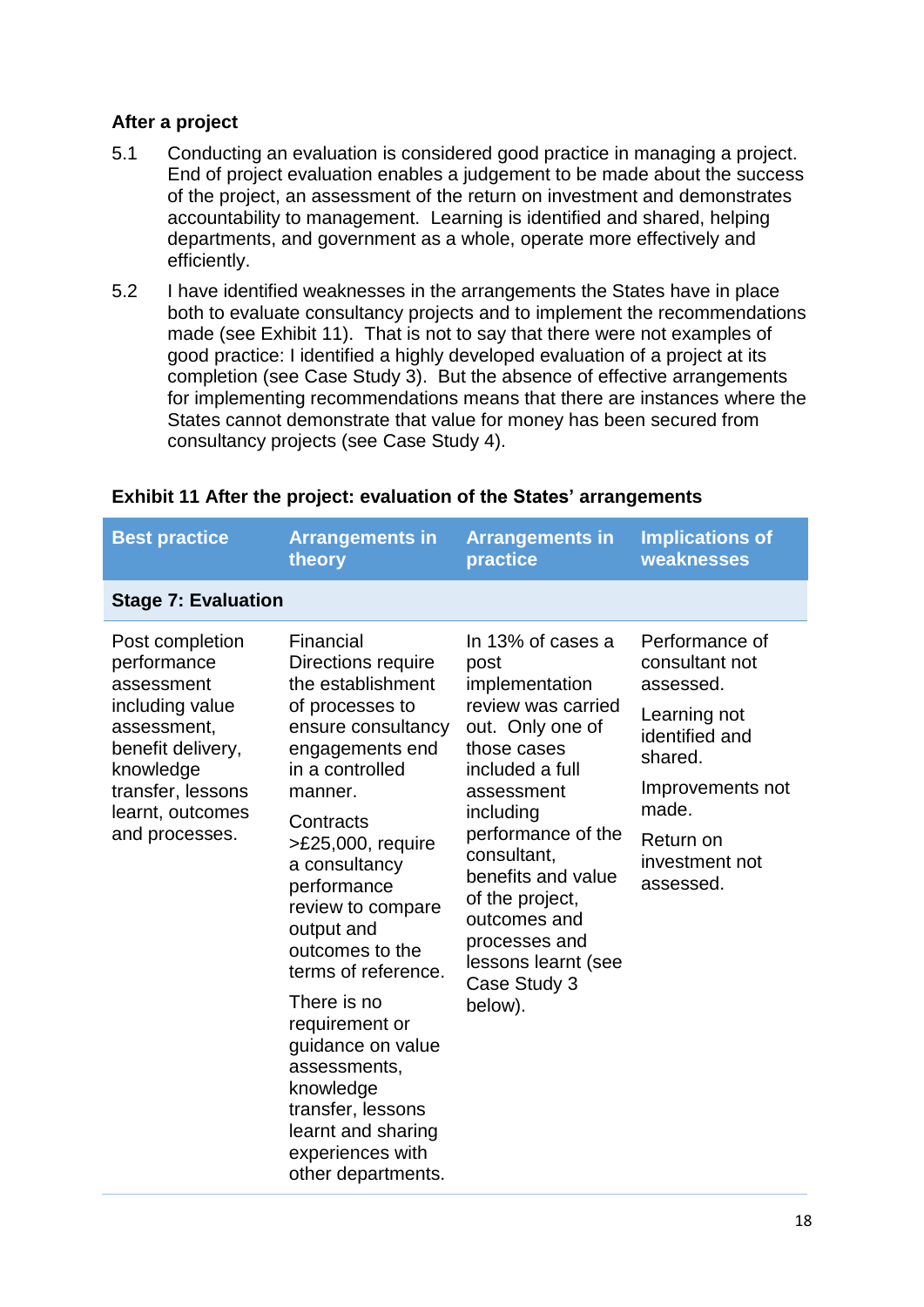### After a project

5.1 Conducting an evaluation is considered good practice in managing a project. End of project evaluation enables a judgement to be made about the success of the project, an assessment of the return on investment and demonstrates accountability to management. Learning is identified and shared, helping departments, and government as a whole, operate more effectively and efficiently.

5.2 I have identified weaknesses in the arrangements the States have in place both to evaluate consultancy projects and to implement the recommendations made (see Exhibit 11). That is not to say that there were not examples of good practice: I identified a highly developed evaluation of a project at its completion (see Case Study 3). But the absence of effective arrangements for implementing recommendations means that there are instances where the States cannot demonstrate that value for money has been secured from consultancy projects (see Case Study 4).

**Exhibit 11 After the project: evaluation of the States' arrangements**

| Best practice | Arrangements in theory | Arrangements in practice | Implications of weaknesses |
|---|---|---|---|
| **Stage 7: Evaluation** | | | |
| Post completion performance assessment including value assessment, benefit delivery, knowledge transfer, lessons learnt, outcomes and processes. | Financial Directions require the establishment of processes to ensure consultancy engagements end in a controlled manner.<br><br>Contracts >£25,000, require a consultancy performance review to compare output and outcomes to the terms of reference.<br><br>There is no requirement or guidance on value assessments, knowledge transfer, lessons learnt and sharing experiences with other departments. | In 13% of cases a post implementation review was carried out. Only one of those cases included a full assessment including performance of the consultant, benefits and value of the project, outcomes and processes and lessons learnt (see Case Study 3 below). | Performance of consultant not assessed.<br><br>Learning not identified and shared.<br><br>Improvements not made.<br><br>Return on investment not assessed. |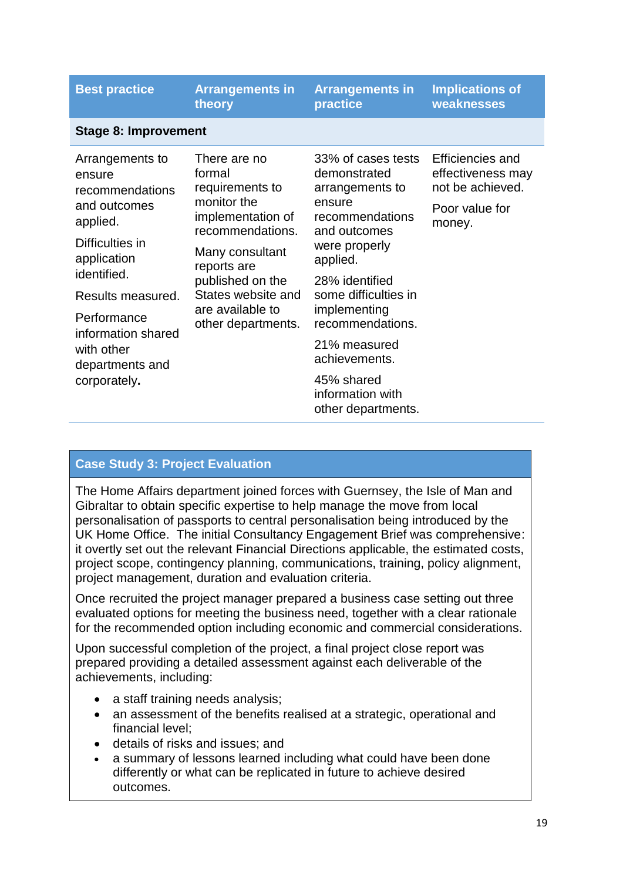| Best practice | Arrangements in theory | Arrangements in practice | Implications of weaknesses |
|---|---|---|---|
| **Stage 8: Improvement** | | | |
| Arrangements to ensure recommendations and outcomes applied.<br><br>Difficulties in application identified.<br><br>Results measured.<br><br>Performance information shared with other departments and corporately**.** | There are no formal requirements to monitor the implementation of recommendations.<br><br>Many consultant reports are published on the States website and are available to other departments. | 33% of cases tests demonstrated arrangements to ensure recommendations and outcomes were properly applied.<br><br>28% identified some difficulties in implementing recommendations.<br><br>21% measured achievements.<br><br>45% shared information with other departments. | Efficiencies and effectiveness may not be achieved.<br><br>Poor value for money. |

## Case Study 3: Project Evaluation

The Home Affairs department joined forces with Guernsey, the Isle of Man and Gibraltar to obtain specific expertise to help manage the move from local personalisation of passports to central personalisation being introduced by the UK Home Office. The initial Consultancy Engagement Brief was comprehensive: it overtly set out the relevant Financial Directions applicable, the estimated costs, project scope, contingency planning, communications, training, policy alignment, project management, duration and evaluation criteria.

Once recruited the project manager prepared a business case setting out three evaluated options for meeting the business need, together with a clear rationale for the recommended option including economic and commercial considerations.

Upon successful completion of the project, a final project close report was prepared providing a detailed assessment against each deliverable of the achievements, including:

- a staff training needs analysis;
- an assessment of the benefits realised at a strategic, operational and financial level;
- details of risks and issues; and
- a summary of lessons learned including what could have been done differently or what can be replicated in future to achieve desired outcomes.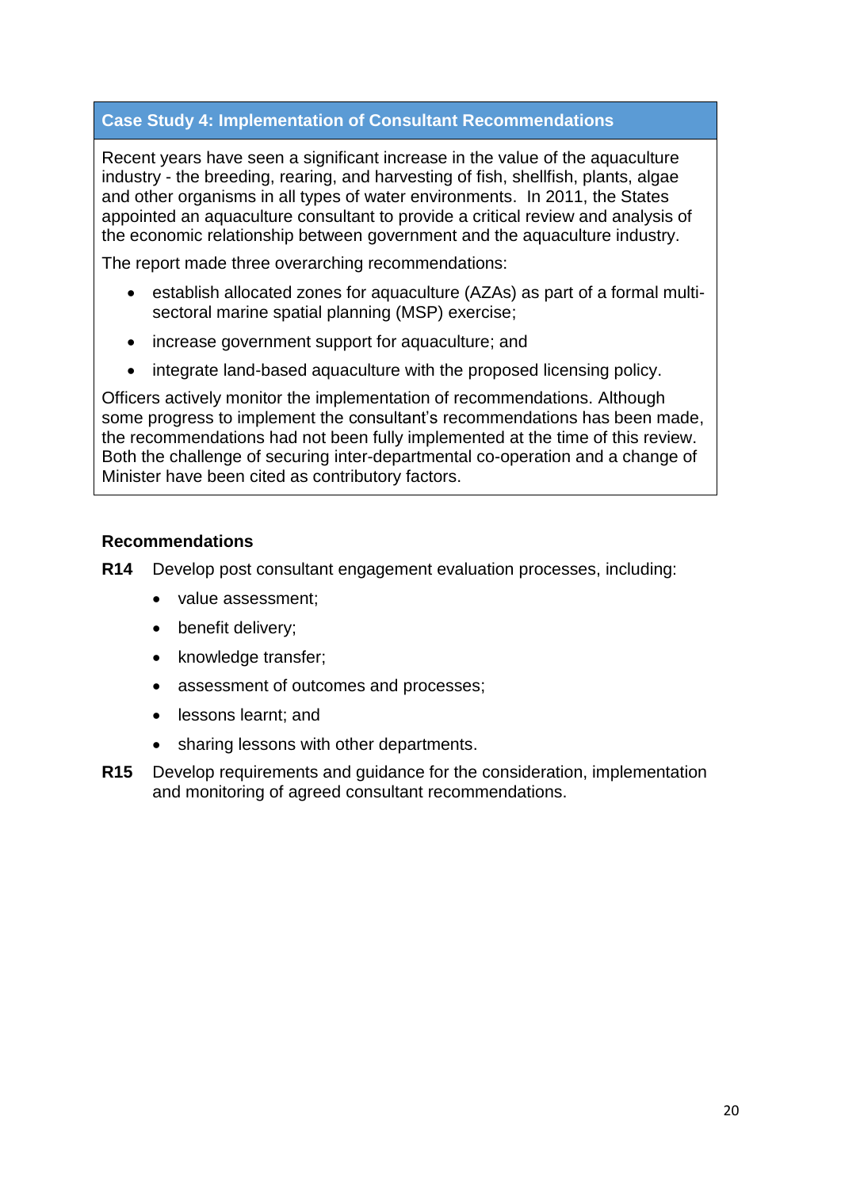### Case Study 4: Implementation of Consultant Recommendations

Recent years have seen a significant increase in the value of the aquaculture industry - the breeding, rearing, and harvesting of fish, shellfish, plants, algae and other organisms in all types of water environments. In 2011, the States appointed an aquaculture consultant to provide a critical review and analysis of the economic relationship between government and the aquaculture industry.

The report made three overarching recommendations:

- establish allocated zones for aquaculture (AZAs) as part of a formal multi-sectoral marine spatial planning (MSP) exercise;
- increase government support for aquaculture; and
- integrate land-based aquaculture with the proposed licensing policy.

Officers actively monitor the implementation of recommendations. Although some progress to implement the consultant's recommendations has been made, the recommendations had not been fully implemented at the time of this review. Both the challenge of securing inter-departmental co-operation and a change of Minister have been cited as contributory factors.

**Recommendations**

**R14** Develop post consultant engagement evaluation processes, including:

- value assessment;
- benefit delivery;
- knowledge transfer;
- assessment of outcomes and processes;
- lessons learnt; and
- sharing lessons with other departments.

**R15** Develop requirements and guidance for the consideration, implementation and monitoring of agreed consultant recommendations.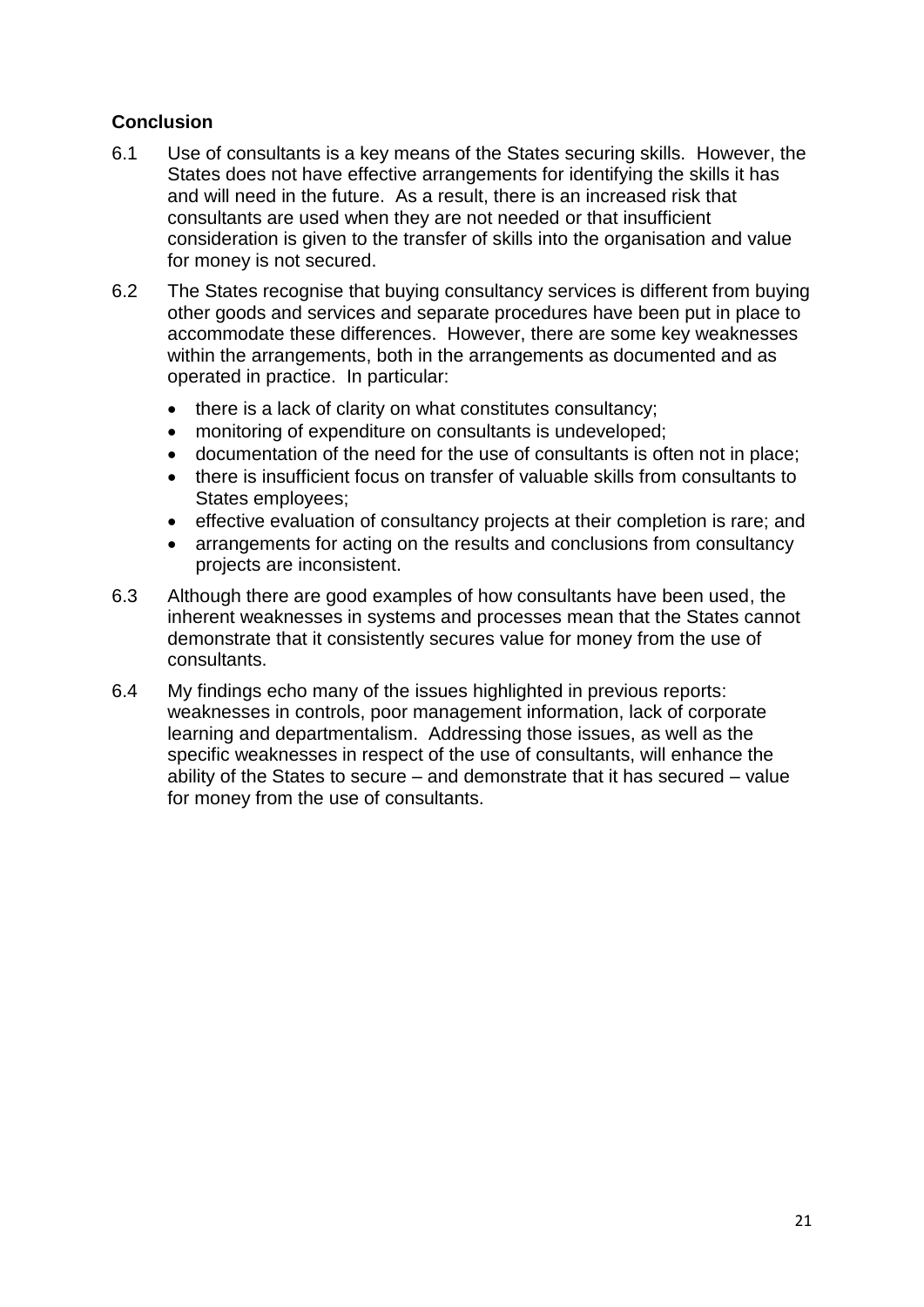**Conclusion**

6.1 Use of consultants is a key means of the States securing skills. However, the States does not have effective arrangements for identifying the skills it has and will need in the future. As a result, there is an increased risk that consultants are used when they are not needed or that insufficient consideration is given to the transfer of skills into the organisation and value for money is not secured.

6.2 The States recognise that buying consultancy services is different from buying other goods and services and separate procedures have been put in place to accommodate these differences. However, there are some key weaknesses within the arrangements, both in the arrangements as documented and as operated in practice. In particular:

- there is a lack of clarity on what constitutes consultancy;
- monitoring of expenditure on consultants is undeveloped;
- documentation of the need for the use of consultants is often not in place;
- there is insufficient focus on transfer of valuable skills from consultants to States employees;
- effective evaluation of consultancy projects at their completion is rare; and
- arrangements for acting on the results and conclusions from consultancy projects are inconsistent.

6.3 Although there are good examples of how consultants have been used, the inherent weaknesses in systems and processes mean that the States cannot demonstrate that it consistently secures value for money from the use of consultants.

6.4 My findings echo many of the issues highlighted in previous reports: weaknesses in controls, poor management information, lack of corporate learning and departmentalism. Addressing those issues, as well as the specific weaknesses in respect of the use of consultants, will enhance the ability of the States to secure – and demonstrate that it has secured – value for money from the use of consultants.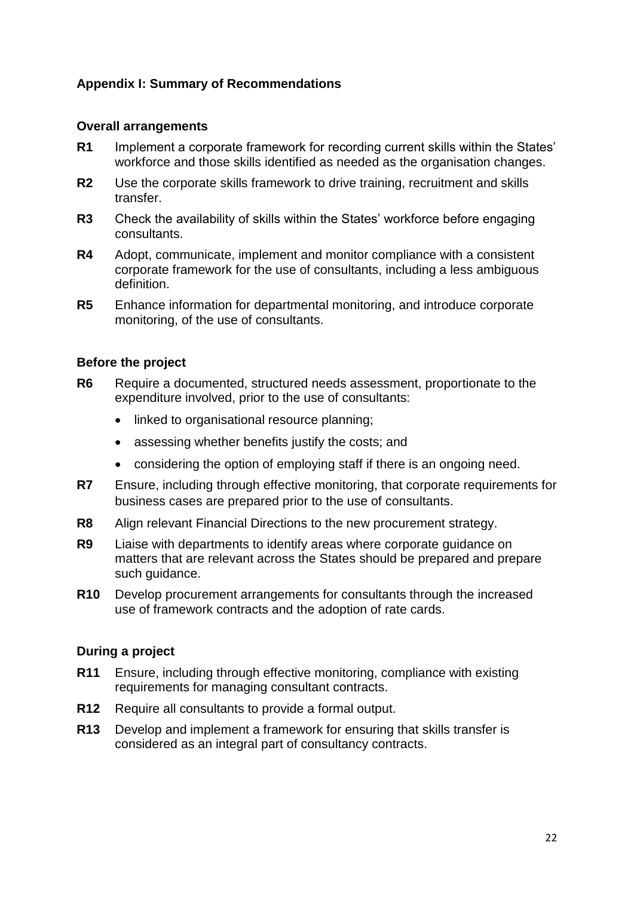## Appendix I: Summary of Recommendations

### Overall arrangements

**R1** Implement a corporate framework for recording current skills within the States' workforce and those skills identified as needed as the organisation changes.

**R2** Use the corporate skills framework to drive training, recruitment and skills transfer.

**R3** Check the availability of skills within the States' workforce before engaging consultants.

**R4** Adopt, communicate, implement and monitor compliance with a consistent corporate framework for the use of consultants, including a less ambiguous definition.

**R5** Enhance information for departmental monitoring, and introduce corporate monitoring, of the use of consultants.

### Before the project

**R6** Require a documented, structured needs assessment, proportionate to the expenditure involved, prior to the use of consultants:

- linked to organisational resource planning;
- assessing whether benefits justify the costs; and
- considering the option of employing staff if there is an ongoing need.

**R7** Ensure, including through effective monitoring, that corporate requirements for business cases are prepared prior to the use of consultants.

**R8** Align relevant Financial Directions to the new procurement strategy.

**R9** Liaise with departments to identify areas where corporate guidance on matters that are relevant across the States should be prepared and prepare such guidance.

**R10** Develop procurement arrangements for consultants through the increased use of framework contracts and the adoption of rate cards.

### During a project

**R11** Ensure, including through effective monitoring, compliance with existing requirements for managing consultant contracts.

**R12** Require all consultants to provide a formal output.

**R13** Develop and implement a framework for ensuring that skills transfer is considered as an integral part of consultancy contracts.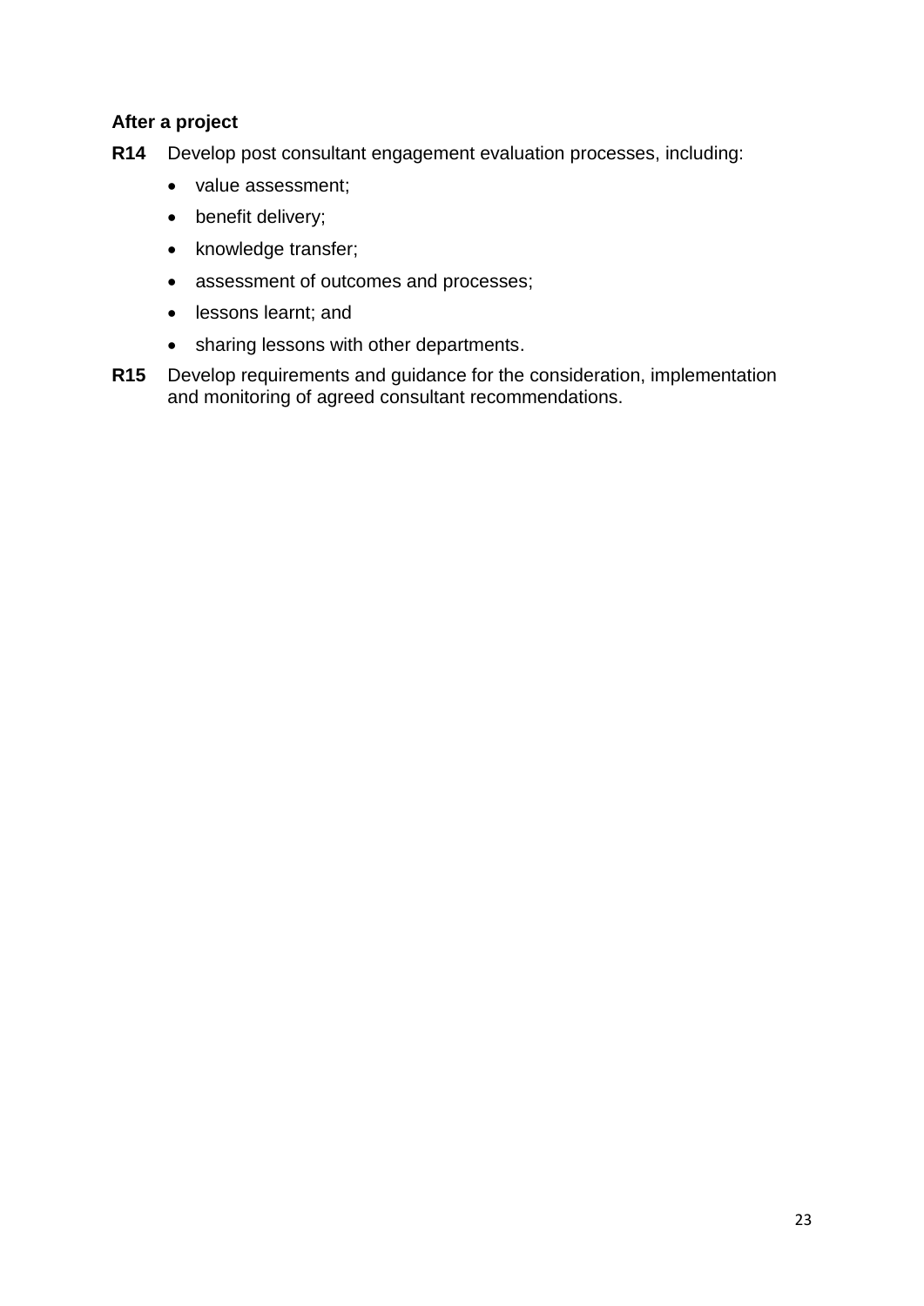**After a project**

**R14** Develop post consultant engagement evaluation processes, including:

- value assessment;
- benefit delivery;
- knowledge transfer;
- assessment of outcomes and processes;
- lessons learnt; and
- sharing lessons with other departments.

**R15** Develop requirements and guidance for the consideration, implementation and monitoring of agreed consultant recommendations.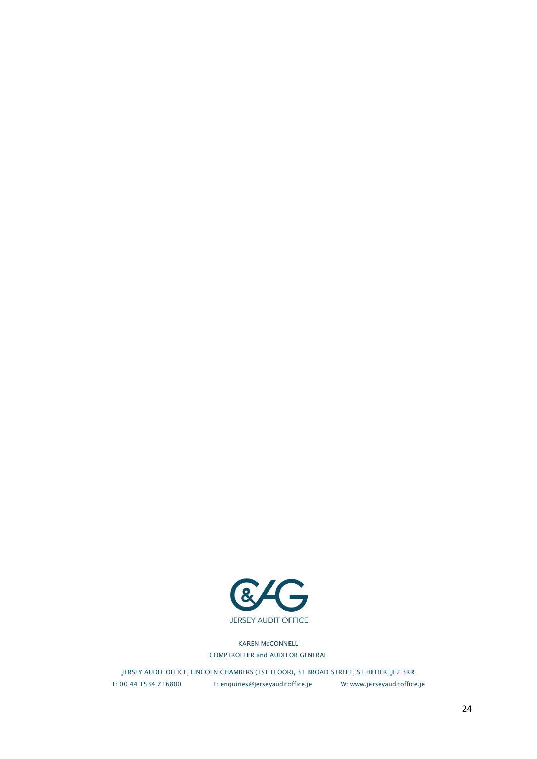JERSEY AUDIT OFFICE

KAREN McCONNELL
COMPTROLLER and AUDITOR GENERAL

JERSEY AUDIT OFFICE, LINCOLN CHAMBERS (1ST FLOOR), 31 BROAD STREET, ST HELIER, JE2 3RR
T: 00 44 1534 716800 E: enquiries@jerseyauditoffice.je W: www.jerseyauditoffice.je